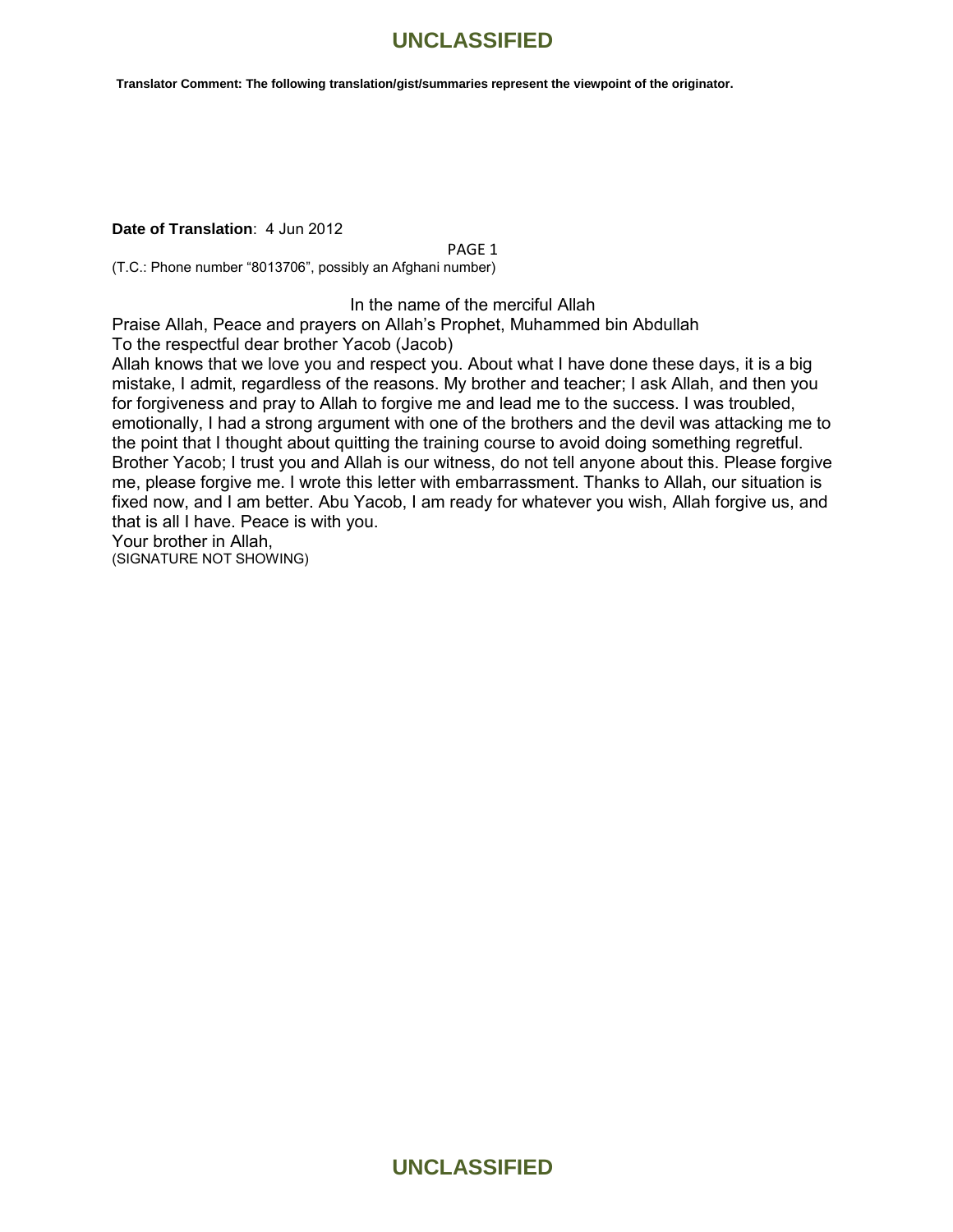**Translator Comment: The following translation/gist/summaries represent the viewpoint of the originator.**

**Date of Translation**: 4 Jun 2012

PAGE 1

(T.C.: Phone number "8013706", possibly an Afghani number)

In the name of the merciful Allah

Praise Allah, Peace and prayers on Allah's Prophet, Muhammed bin Abdullah

To the respectful dear brother Yacob (Jacob)

Allah knows that we love you and respect you. About what I have done these days, it is a big mistake, I admit, regardless of the reasons. My brother and teacher; I ask Allah, and then you for forgiveness and pray to Allah to forgive me and lead me to the success. I was troubled, emotionally, I had a strong argument with one of the brothers and the devil was attacking me to the point that I thought about quitting the training course to avoid doing something regretful. Brother Yacob; I trust you and Allah is our witness, do not tell anyone about this. Please forgive me, please forgive me. I wrote this letter with embarrassment. Thanks to Allah, our situation is fixed now, and I am better. Abu Yacob, I am ready for whatever you wish, Allah forgive us, and that is all I have. Peace is with you.

Your brother in Allah,

(SIGNATURE NOT SHOWING)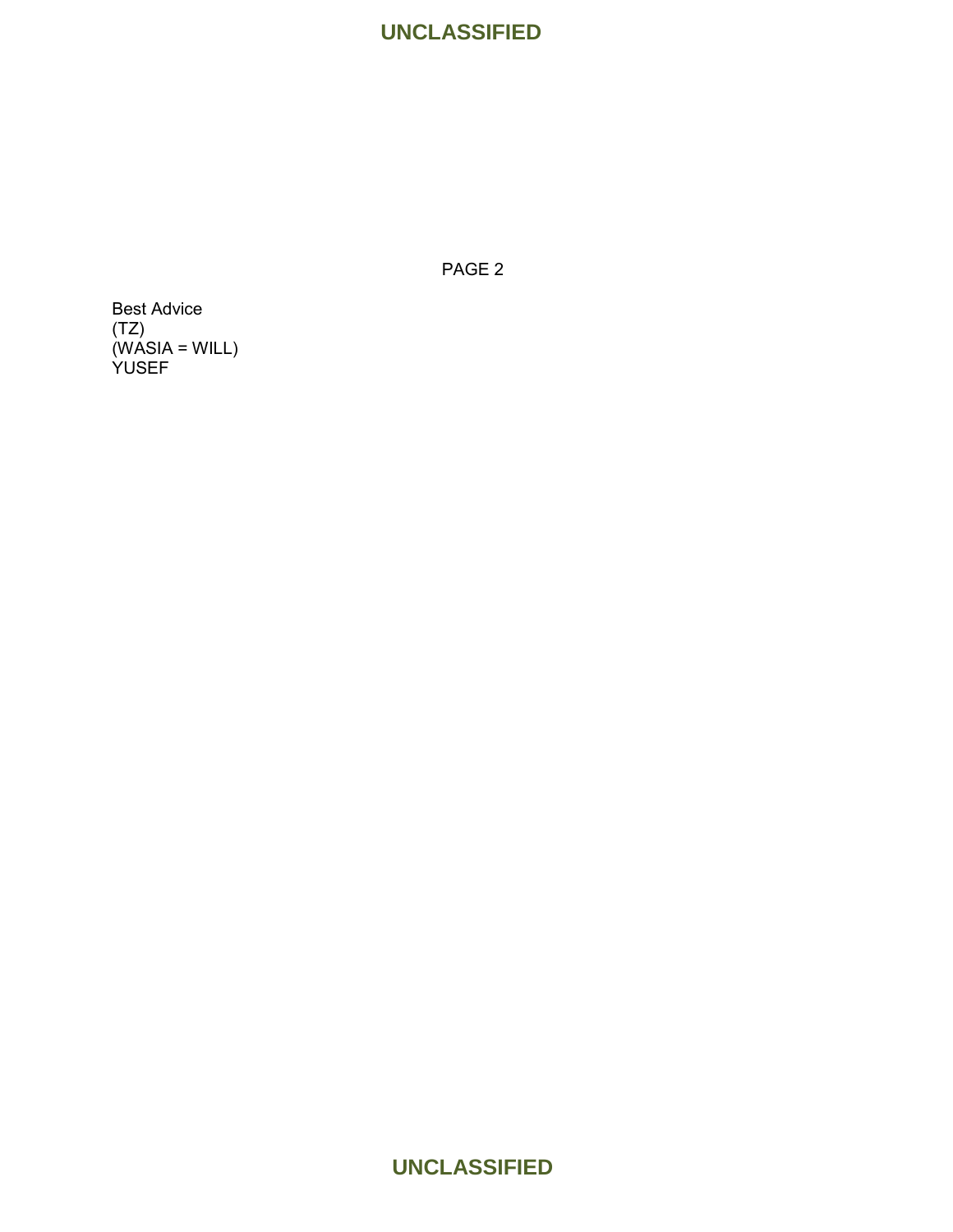PAGE 2

Best Advice
(TZ)
(WASIA = WILL)
YUSEF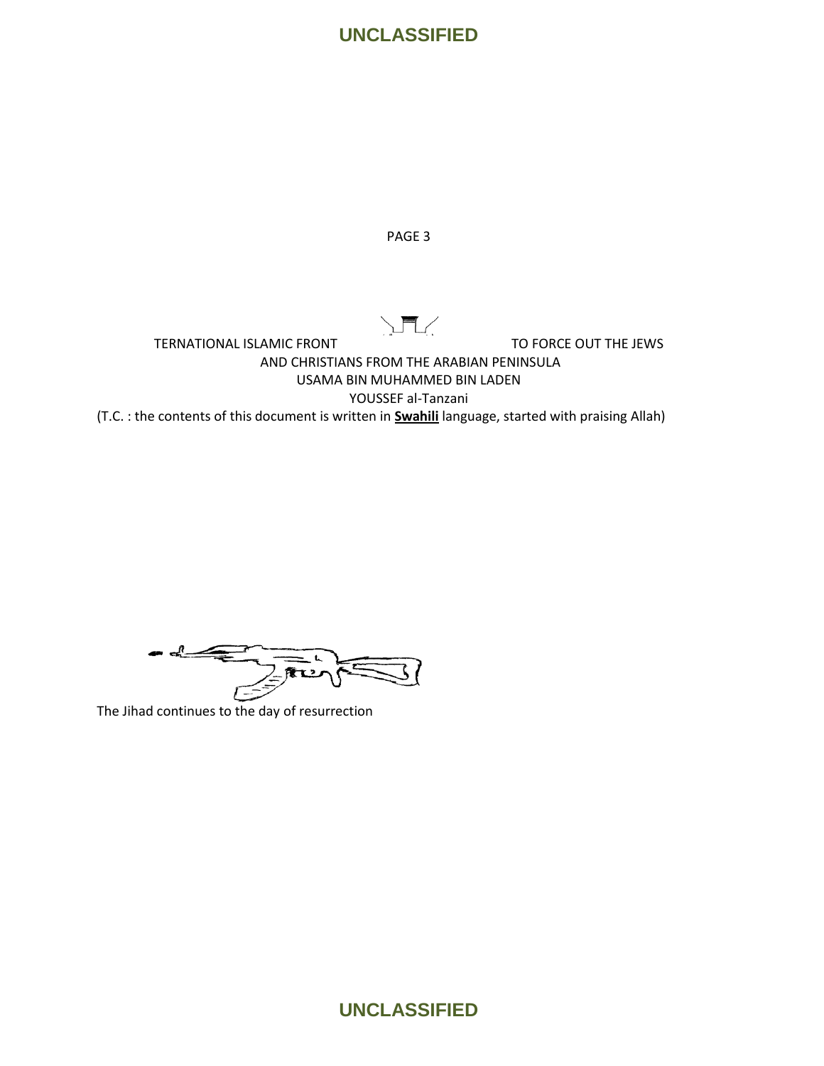PAGE 3

TERNATIONAL ISLAMIC FRONT TO FORCE OUT THE JEWS AND CHRISTIANS FROM THE ARABIAN PENINSULA
USAMA BIN MUHAMMED BIN LADEN
YOUSSEF al-Tanzani
(T.C. : the contents of this document is written in **Swahili** language, started with praising Allah)

The Jihad continues to the day of resurrection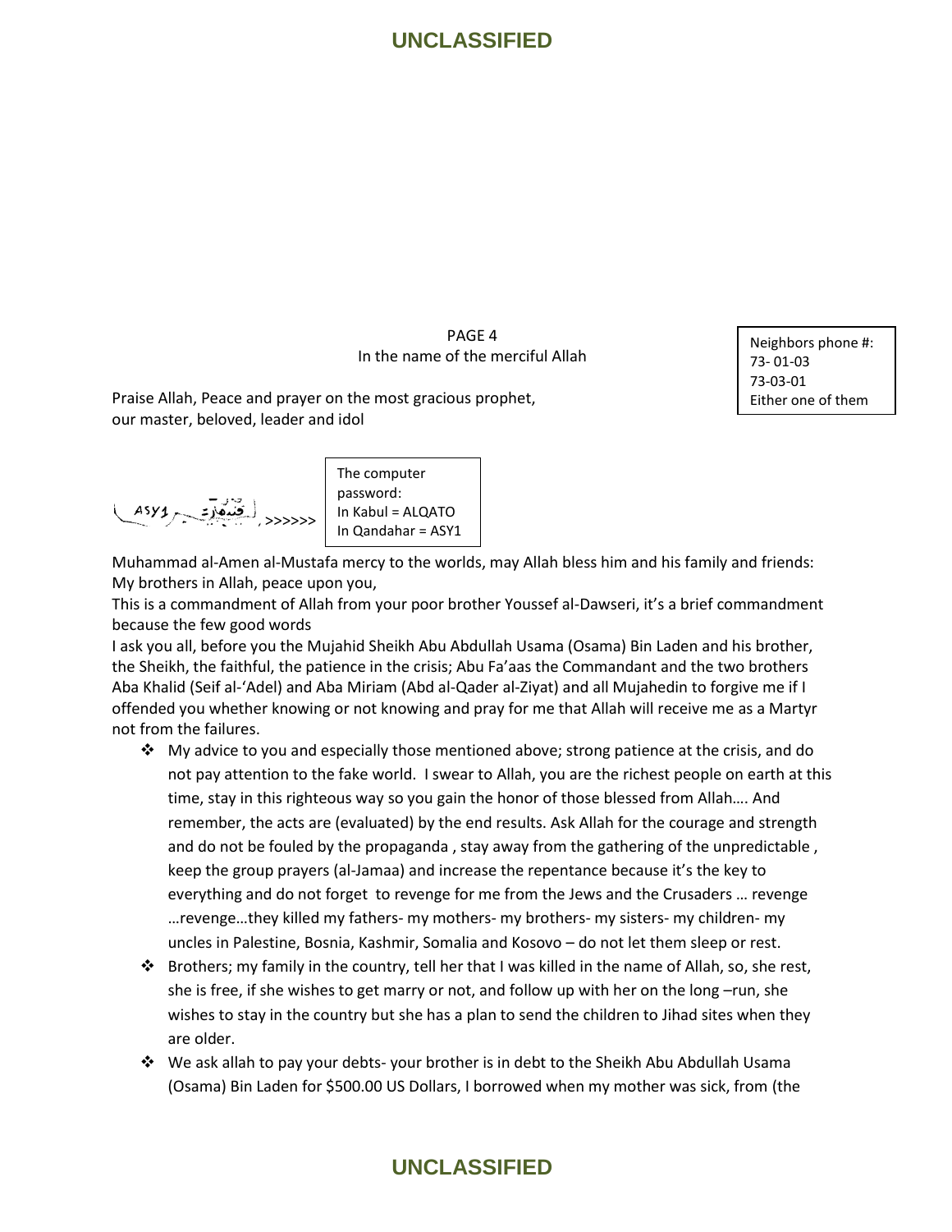PAGE 4
In the name of the merciful Allah

Neighbors phone #:
73- 01-03
73-03-01
Either one of them

Praise Allah, Peace and prayer on the most gracious prophet, our master, beloved, leader and idol

ASY1 قندهار >>>>>>

The computer password:
In Kabul = ALQATO
In Qandahar = ASY1

Muhammad al-Amen al-Mustafa mercy to the worlds, may Allah bless him and his family and friends:
My brothers in Allah, peace upon you,
This is a commandment of Allah from your poor brother Youssef al-Dawseri, it's a brief commandment because the few good words
I ask you all, before you the Mujahid Sheikh Abu Abdullah Usama (Osama) Bin Laden and his brother, the Sheikh, the faithful, the patience in the crisis; Abu Fa'aas the Commandant and the two brothers Aba Khalid (Seif al-'Adel) and Aba Miriam (Abd al-Qader al-Ziyat) and all Mujahedin to forgive me if I offended you whether knowing or not knowing and pray for me that Allah will receive me as a Martyr not from the failures.

- My advice to you and especially those mentioned above; strong patience at the crisis, and do not pay attention to the fake world. I swear to Allah, you are the richest people on earth at this time, stay in this righteous way so you gain the honor of those blessed from Allah…. And remember, the acts are (evaluated) by the end results. Ask Allah for the courage and strength and do not be fouled by the propaganda , stay away from the gathering of the unpredictable , keep the group prayers (al-Jamaa) and increase the repentance because it's the key to everything and do not forget to revenge for me from the Jews and the Crusaders … revenge …revenge…they killed my fathers- my mothers- my brothers- my sisters- my children- my uncles in Palestine, Bosnia, Kashmir, Somalia and Kosovo – do not let them sleep or rest.
- Brothers; my family in the country, tell her that I was killed in the name of Allah, so, she rest, she is free, if she wishes to get marry or not, and follow up with her on the long –run, she wishes to stay in the country but she has a plan to send the children to Jihad sites when they are older.
- We ask allah to pay your debts- your brother is in debt to the Sheikh Abu Abdullah Usama (Osama) Bin Laden for $500.00 US Dollars, I borrowed when my mother was sick, from (the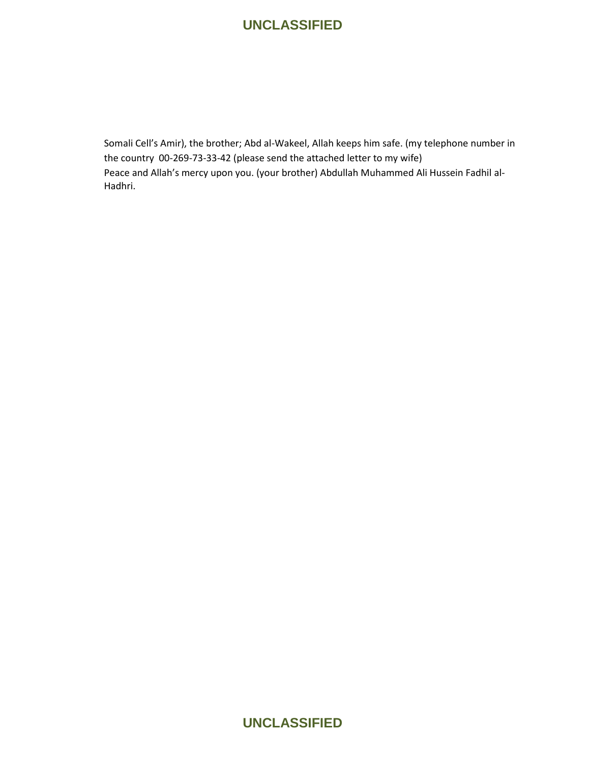Somali Cell's Amir), the brother; Abd al-Wakeel, Allah keeps him safe. (my telephone number in the country 00-269-73-33-42 (please send the attached letter to my wife)

Peace and Allah's mercy upon you. (your brother) Abdullah Muhammed Ali Hussein Fadhil al-Hadhri.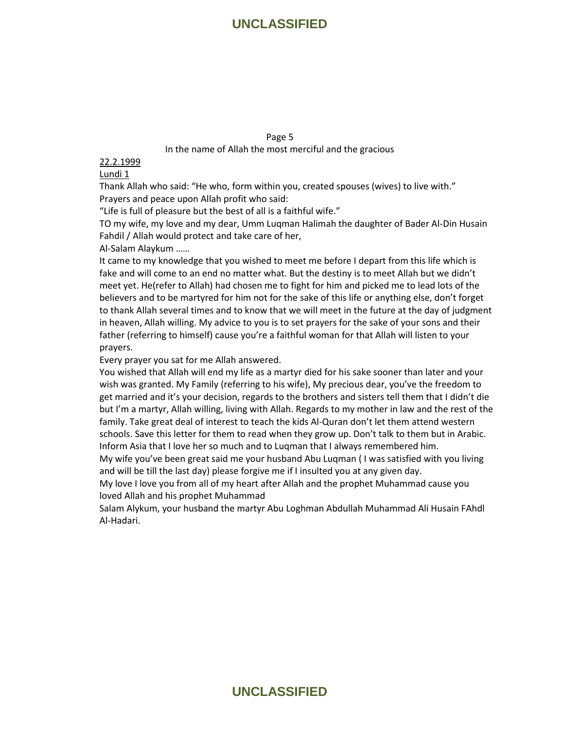Page 5

In the name of Allah the most merciful and the gracious

22.2.1999

Lundi 1

Thank Allah who said: “He who, form within you, created spouses (wives) to live with.”
Prayers and peace upon Allah profit who said:
“Life is full of pleasure but the best of all is a faithful wife.”
TO my wife, my love and my dear, Umm Luqman Halimah the daughter of Bader Al-Din Husain Fahdil / Allah would protect and take care of her,
Al-Salam Alaykum ……
It came to my knowledge that you wished to meet me before I depart from this life which is fake and will come to an end no matter what. But the destiny is to meet Allah but we didn’t meet yet. He(refer to Allah) had chosen me to fight for him and picked me to lead lots of the believers and to be martyred for him not for the sake of this life or anything else, don’t forget to thank Allah several times and to know that we will meet in the future at the day of judgment in heaven, Allah willing. My advice to you is to set prayers for the sake of your sons and their father (referring to himself) cause you’re a faithful woman for that Allah will listen to your prayers.
Every prayer you sat for me Allah answered.
You wished that Allah will end my life as a martyr died for his sake sooner than later and your wish was granted. My Family (referring to his wife), My precious dear, you’ve the freedom to get married and it’s your decision, regards to the brothers and sisters tell them that I didn’t die but I’m a martyr, Allah willing, living with Allah. Regards to my mother in law and the rest of the family. Take great deal of interest to teach the kids Al-Quran don’t let them attend western schools. Save this letter for them to read when they grow up. Don’t talk to them but in Arabic. Inform Asia that I love her so much and to Luqman that I always remembered him.
My wife you’ve been great said me your husband Abu Luqman ( I was satisfied with you living and will be till the last day) please forgive me if I insulted you at any given day.
My love I love you from all of my heart after Allah and the prophet Muhammad cause you loved Allah and his prophet Muhammad
Salam Alykum, your husband the martyr Abu Loghman Abdullah Muhammad Ali Husain FAhdl Al-Hadari.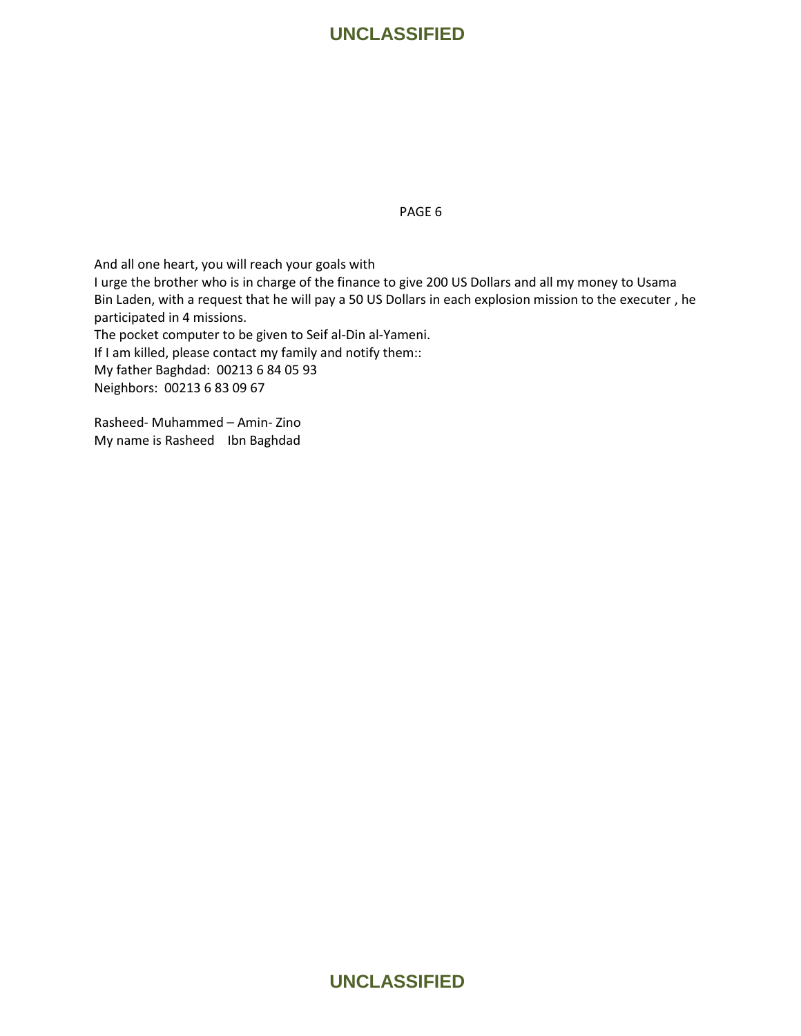PAGE 6

And all one heart, you will reach your goals with
I urge the brother who is in charge of the finance to give 200 US Dollars and all my money to Usama Bin Laden, with a request that he will pay a 50 US Dollars in each explosion mission to the executer , he participated in 4 missions.
The pocket computer to be given to Seif al-Din al-Yameni.
If I am killed, please contact my family and notify them::
My father Baghdad: 00213 6 84 05 93
Neighbors: 00213 6 83 09 67

Rasheed- Muhammed – Amin- Zino
My name is Rasheed Ibn Baghdad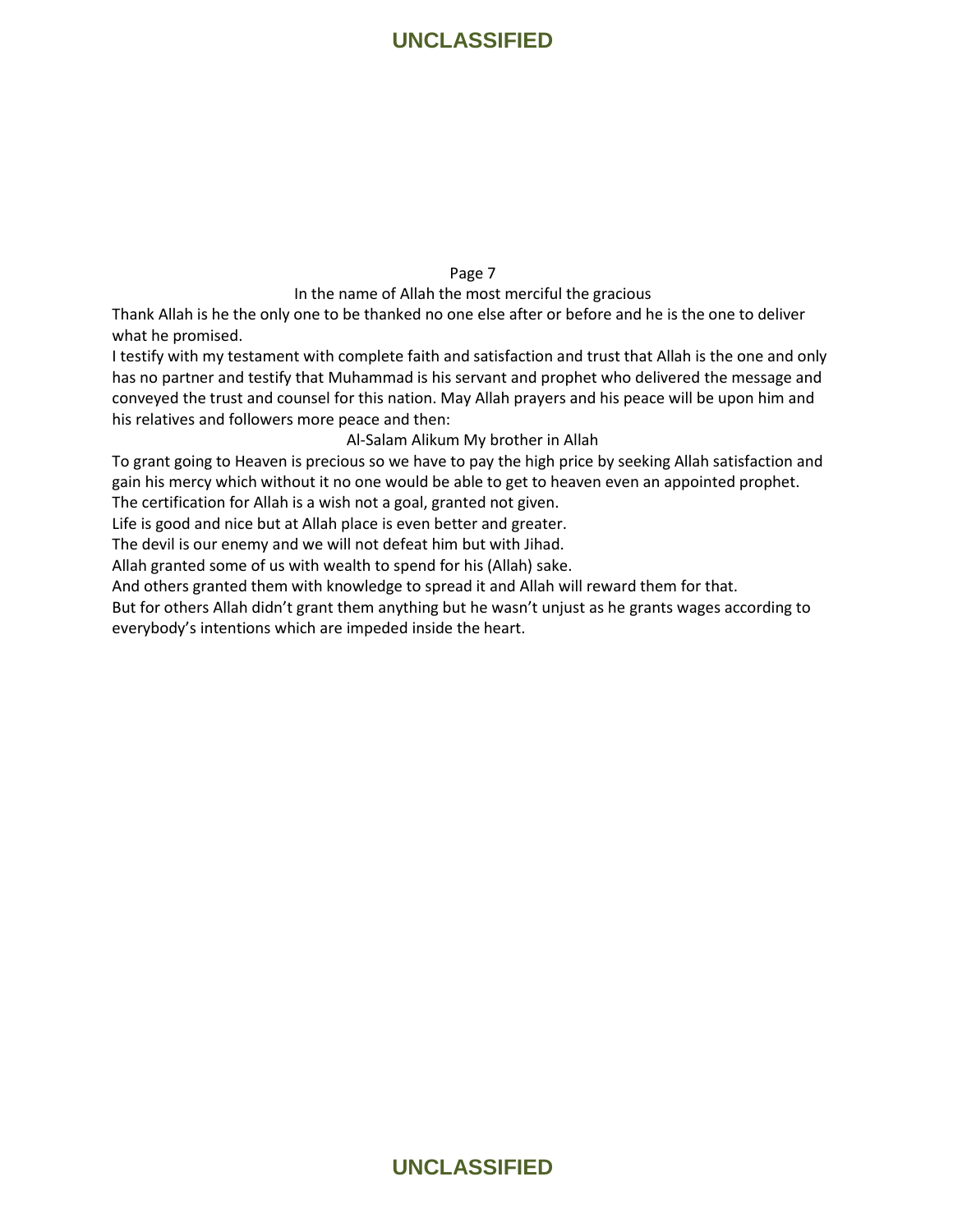Page 7

In the name of Allah the most merciful the gracious

Thank Allah is he the only one to be thanked no one else after or before and he is the one to deliver what he promised.

I testify with my testament with complete faith and satisfaction and trust that Allah is the one and only has no partner and testify that Muhammad is his servant and prophet who delivered the message and conveyed the trust and counsel for this nation. May Allah prayers and his peace will be upon him and his relatives and followers more peace and then:

Al-Salam Alikum My brother in Allah

To grant going to Heaven is precious so we have to pay the high price by seeking Allah satisfaction and gain his mercy which without it no one would be able to get to heaven even an appointed prophet.

The certification for Allah is a wish not a goal, granted not given.

Life is good and nice but at Allah place is even better and greater.

The devil is our enemy and we will not defeat him but with Jihad.

Allah granted some of us with wealth to spend for his (Allah) sake.

And others granted them with knowledge to spread it and Allah will reward them for that.

But for others Allah didn't grant them anything but he wasn't unjust as he grants wages according to everybody's intentions which are impeded inside the heart.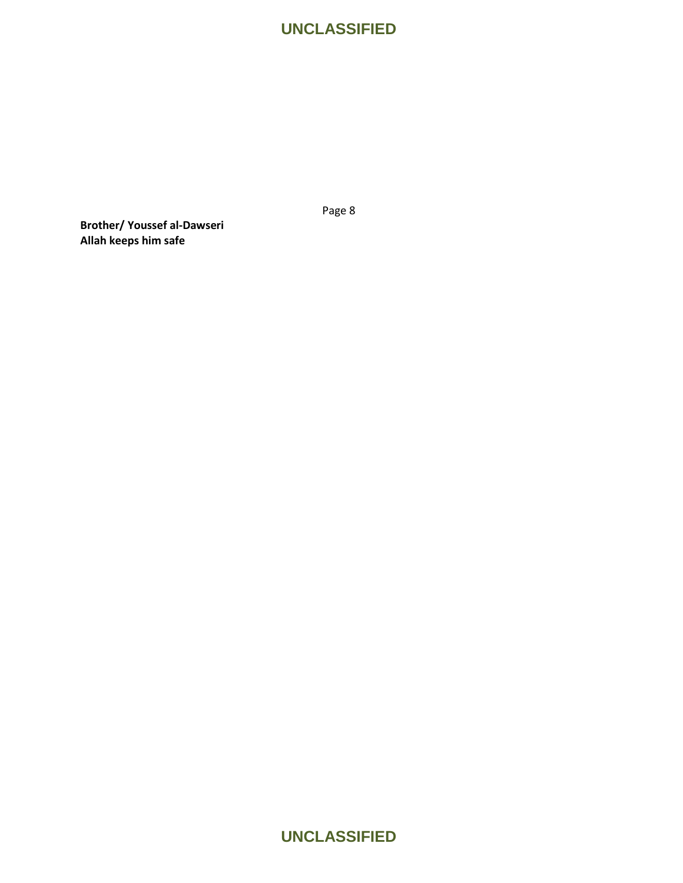Page 8

**Brother/ Youssef al-Dawseri**
**Allah keeps him safe**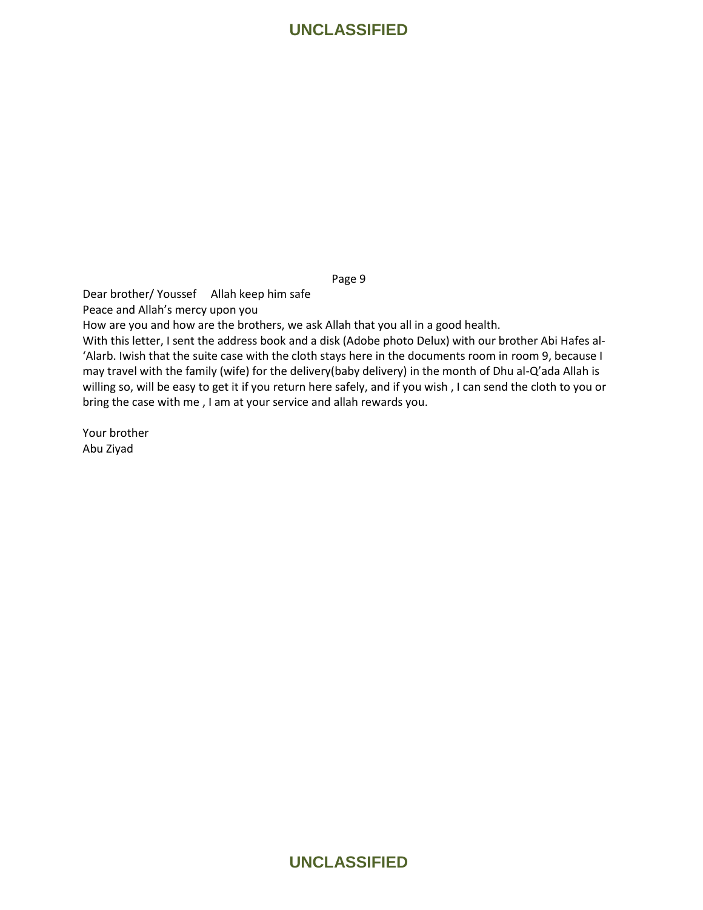Page 9

Dear brother/ Youssef     Allah keep him safe

Peace and Allah's mercy upon you

How are you and how are the brothers, we ask Allah that you all in a good health.

With this letter, I sent the address book and a disk (Adobe photo Delux) with our brother Abi Hafes al-'Alarb. Iwish that the suite case with the cloth stays here in the documents room in room 9, because I may travel with the family (wife) for the delivery(baby delivery) in the month of Dhu al-Q'ada Allah is willing so, will be easy to get it if you return here safely, and if you wish , I can send the cloth to you or bring the case with me , I am at your service and allah rewards you.

Your brother

Abu Ziyad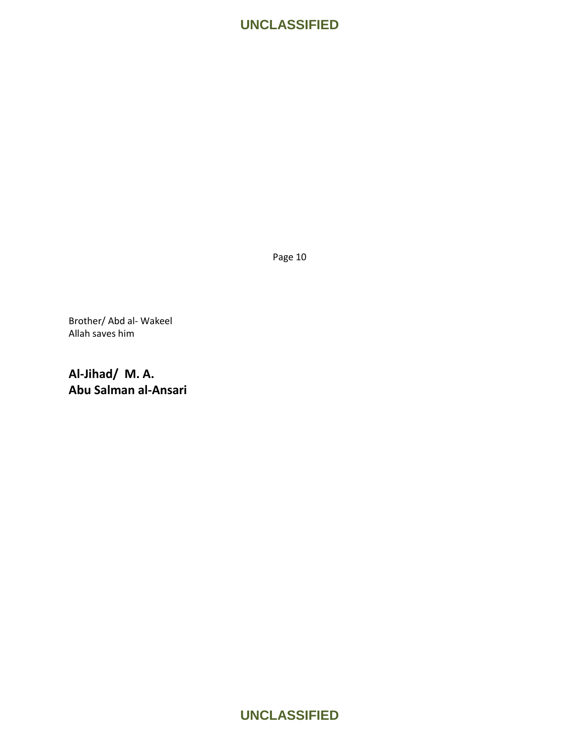Page 10

Brother/ Abd al- Wakeel
Allah saves him

**Al-Jihad/ M. A.**
**Abu Salman al-Ansari**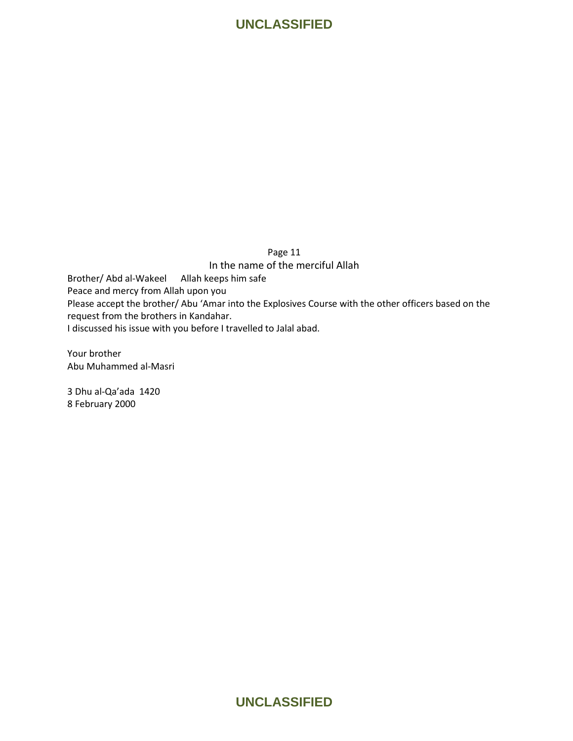Page 11

In the name of the merciful Allah

Brother/ Abd al-Wakeel      Allah keeps him safe

Peace and mercy from Allah upon you

Please accept the brother/ Abu 'Amar into the Explosives Course with the other officers based on the request from the brothers in Kandahar.

I discussed his issue with you before I travelled to Jalal abad.

Your brother
Abu Muhammed al-Masri

3 Dhu al-Qa'ada 1420
8 February 2000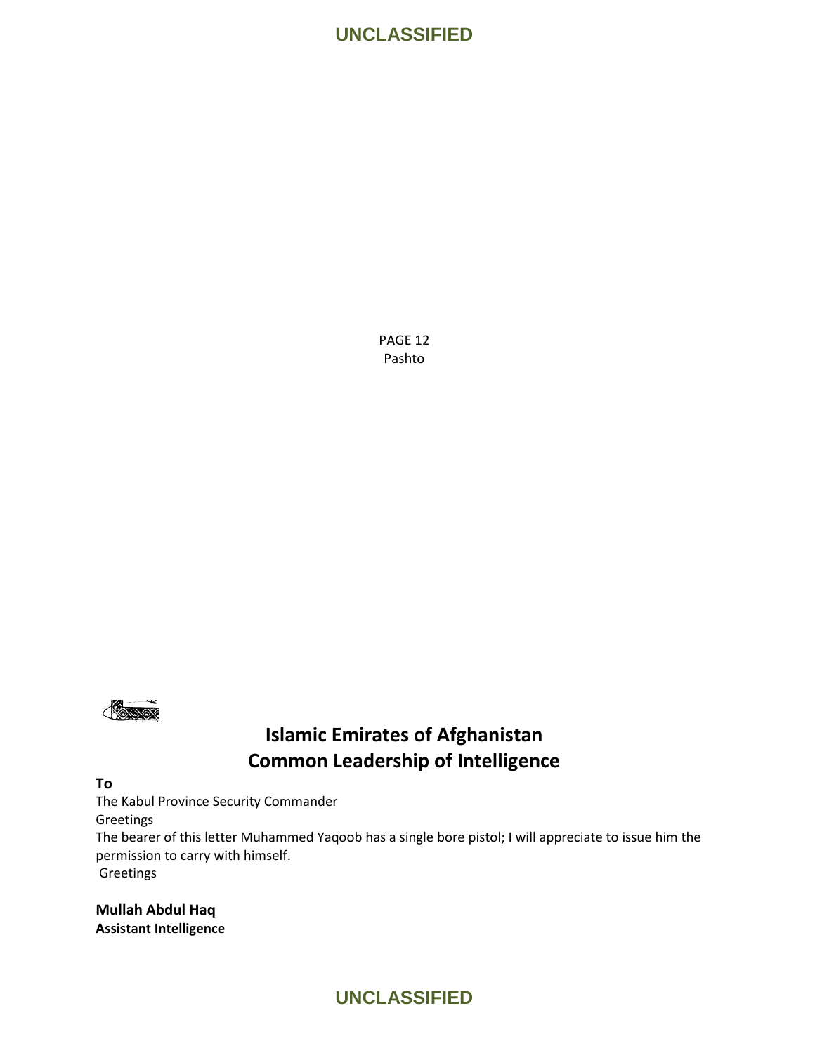PAGE 12
Pashto

# Islamic Emirates of Afghanistan
## Common Leadership of Intelligence

**To**

The Kabul Province Security Commander

Greetings

The bearer of this letter Muhammed Yaqoob has a single bore pistol; I will appreciate to issue him the permission to carry with himself.

Greetings

**Mullah Abdul Haq**
**Assistant Intelligence**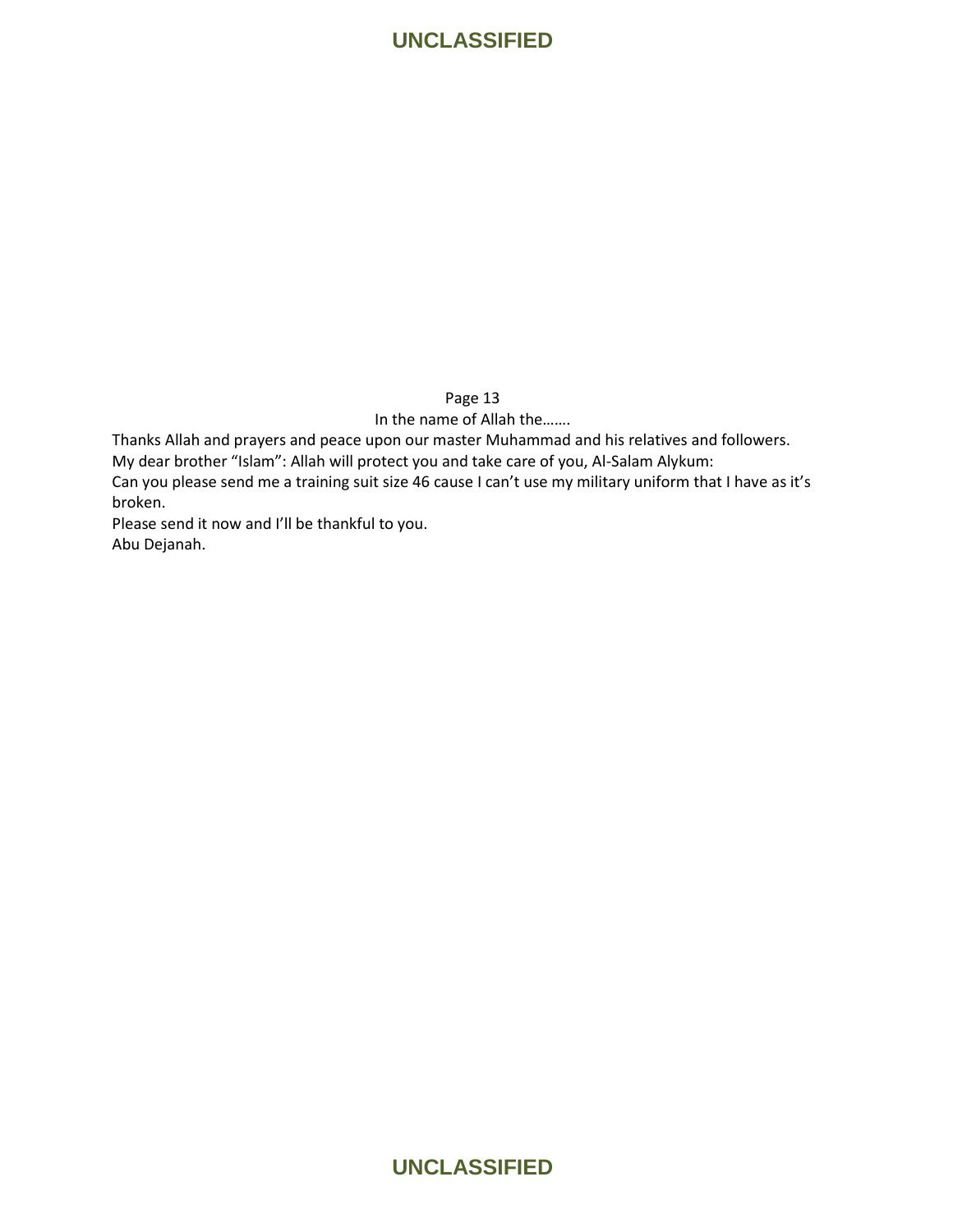Page 13

In the name of Allah the…….

Thanks Allah and prayers and peace upon our master Muhammad and his relatives and followers.
My dear brother "Islam": Allah will protect you and take care of you, Al-Salam Alykum:
Can you please send me a training suit size 46 cause I can't use my military uniform that I have as it's broken.
Please send it now and I'll be thankful to you.
Abu Dejanah.